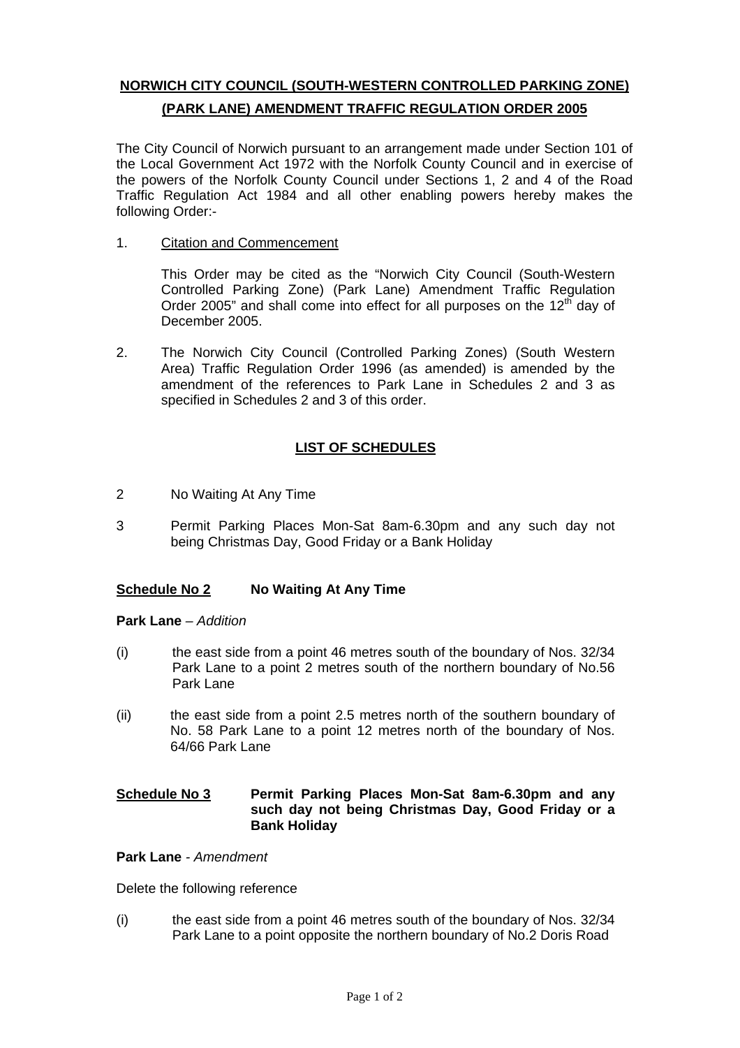# NORWICH CITY COUNCIL (SOUTH-WESTERN CONTROLLED PARKING ZONE) (PARK LANE) AMENDMENT TRAFFIC REGULATION ORDER 2005

The City Council of Norwich pursuant to an arrangement made under Section 101 of the Local Government Act 1972 with the Norfolk County Council and in exercise of the powers of the Norfolk County Council under Sections 1, 2 and 4 of the Road Traffic Regulation Act 1984 and all other enabling powers hereby makes the following Order:-

1. Citation and Commencement

   This Order may be cited as the "Norwich City Council (South-Western Controlled Parking Zone) (Park Lane) Amendment Traffic Regulation Order 2005" and shall come into effect for all purposes on the 12th day of December 2005.

2. The Norwich City Council (Controlled Parking Zones) (South Western Area) Traffic Regulation Order 1996 (as amended) is amended by the amendment of the references to Park Lane in Schedules 2 and 3 as specified in Schedules 2 and 3 of this order.

## LIST OF SCHEDULES

2 No Waiting At Any Time

3 Permit Parking Places Mon-Sat 8am-6.30pm and any such day not being Christmas Day, Good Friday or a Bank Holiday

### Schedule No 2 No Waiting At Any Time

**Park Lane** – *Addition*

(i) the east side from a point 46 metres south of the boundary of Nos. 32/34 Park Lane to a point 2 metres south of the northern boundary of No.56 Park Lane

(ii) the east side from a point 2.5 metres north of the southern boundary of No. 58 Park Lane to a point 12 metres north of the boundary of Nos. 64/66 Park Lane

### Schedule No 3 Permit Parking Places Mon-Sat 8am-6.30pm and any such day not being Christmas Day, Good Friday or a Bank Holiday

**Park Lane** - *Amendment*

Delete the following reference

(i) the east side from a point 46 metres south of the boundary of Nos. 32/34 Park Lane to a point opposite the northern boundary of No.2 Doris Road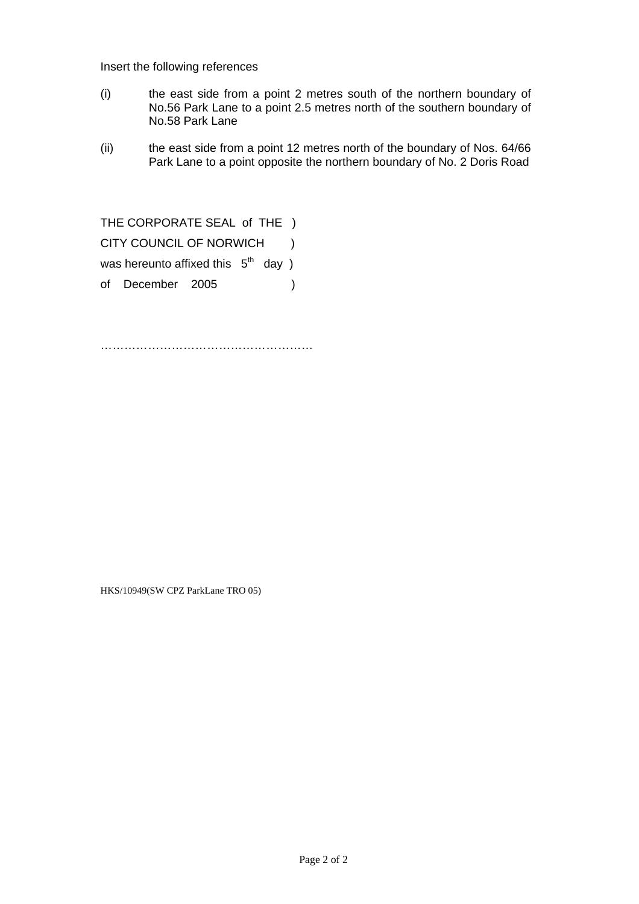Insert the following references

(i) the east side from a point 2 metres south of the northern boundary of No.56 Park Lane to a point 2.5 metres north of the southern boundary of No.58 Park Lane

(ii) the east side from a point 12 metres north of the boundary of Nos. 64/66 Park Lane to a point opposite the northern boundary of No. 2 Doris Road

THE CORPORATE SEAL of THE )
CITY COUNCIL OF NORWICH )
was hereunto affixed this 5th day )
of December 2005 )

………………………………………………

HKS/10949(SW CPZ ParkLane TRO 05)